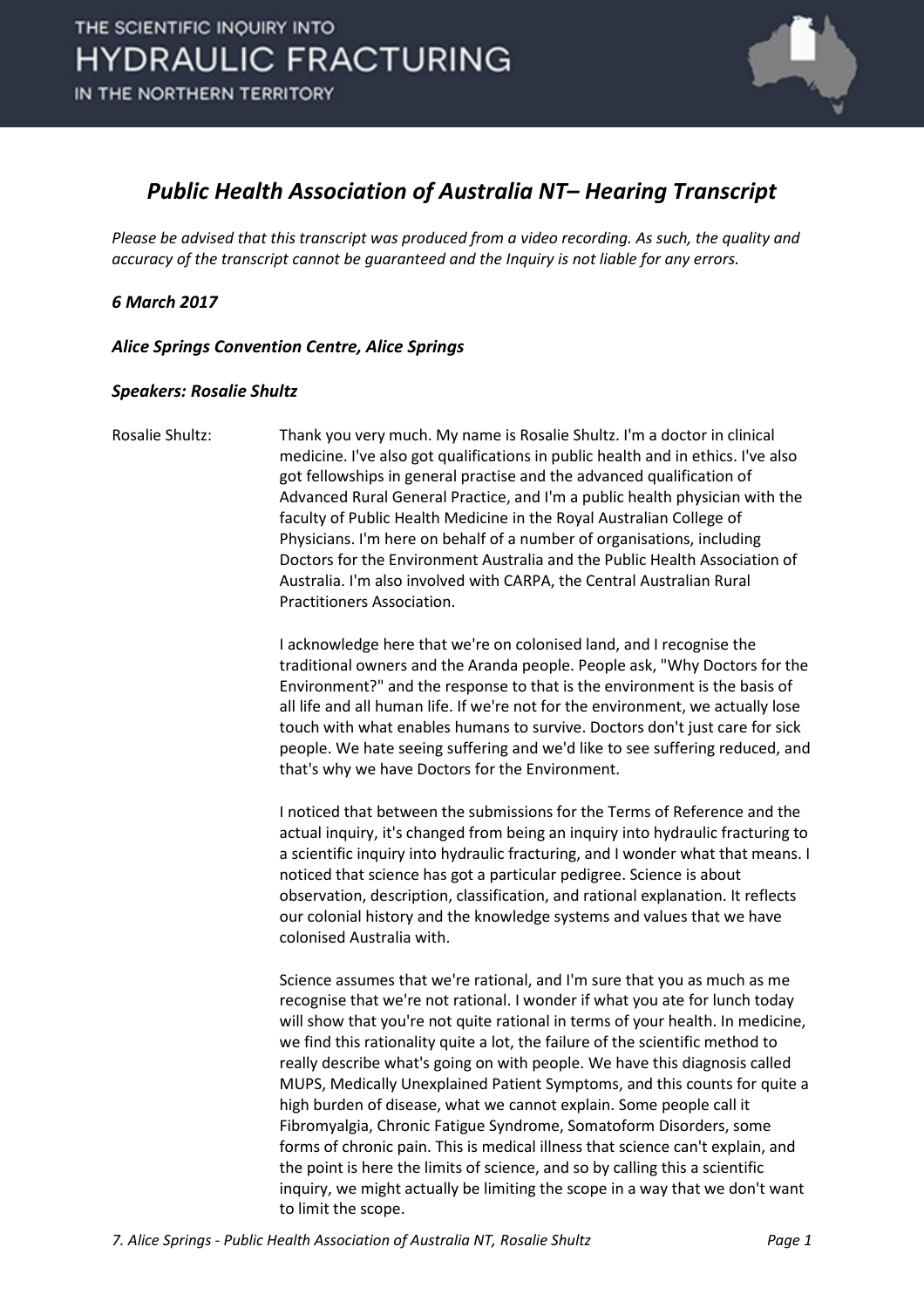# Public Health Association of Australia NT– Hearing Transcript

*Please be advised that this transcript was produced from a video recording. As such, the quality and accuracy of the transcript cannot be guaranteed and the Inquiry is not liable for any errors.*

***6 March 2017***

***Alice Springs Convention Centre, Alice Springs***

***Speakers: Rosalie Shultz***

Rosalie Shultz: Thank you very much. My name is Rosalie Shultz. I'm a doctor in clinical medicine. I've also got qualifications in public health and in ethics. I've also got fellowships in general practise and the advanced qualification of Advanced Rural General Practice, and I'm a public health physician with the faculty of Public Health Medicine in the Royal Australian College of Physicians. I'm here on behalf of a number of organisations, including Doctors for the Environment Australia and the Public Health Association of Australia. I'm also involved with CARPA, the Central Australian Rural Practitioners Association.

I acknowledge here that we're on colonised land, and I recognise the traditional owners and the Aranda people. People ask, "Why Doctors for the Environment?" and the response to that is the environment is the basis of all life and all human life. If we're not for the environment, we actually lose touch with what enables humans to survive. Doctors don't just care for sick people. We hate seeing suffering and we'd like to see suffering reduced, and that's why we have Doctors for the Environment.

I noticed that between the submissions for the Terms of Reference and the actual inquiry, it's changed from being an inquiry into hydraulic fracturing to a scientific inquiry into hydraulic fracturing, and I wonder what that means. I noticed that science has got a particular pedigree. Science is about observation, description, classification, and rational explanation. It reflects our colonial history and the knowledge systems and values that we have colonised Australia with.

Science assumes that we're rational, and I'm sure that you as much as me recognise that we're not rational. I wonder if what you ate for lunch today will show that you're not quite rational in terms of your health. In medicine, we find this rationality quite a lot, the failure of the scientific method to really describe what's going on with people. We have this diagnosis called MUPS, Medically Unexplained Patient Symptoms, and this counts for quite a high burden of disease, what we cannot explain. Some people call it Fibromyalgia, Chronic Fatigue Syndrome, Somatoform Disorders, some forms of chronic pain. This is medical illness that science can't explain, and the point is here the limits of science, and so by calling this a scientific inquiry, we might actually be limiting the scope in a way that we don't want to limit the scope.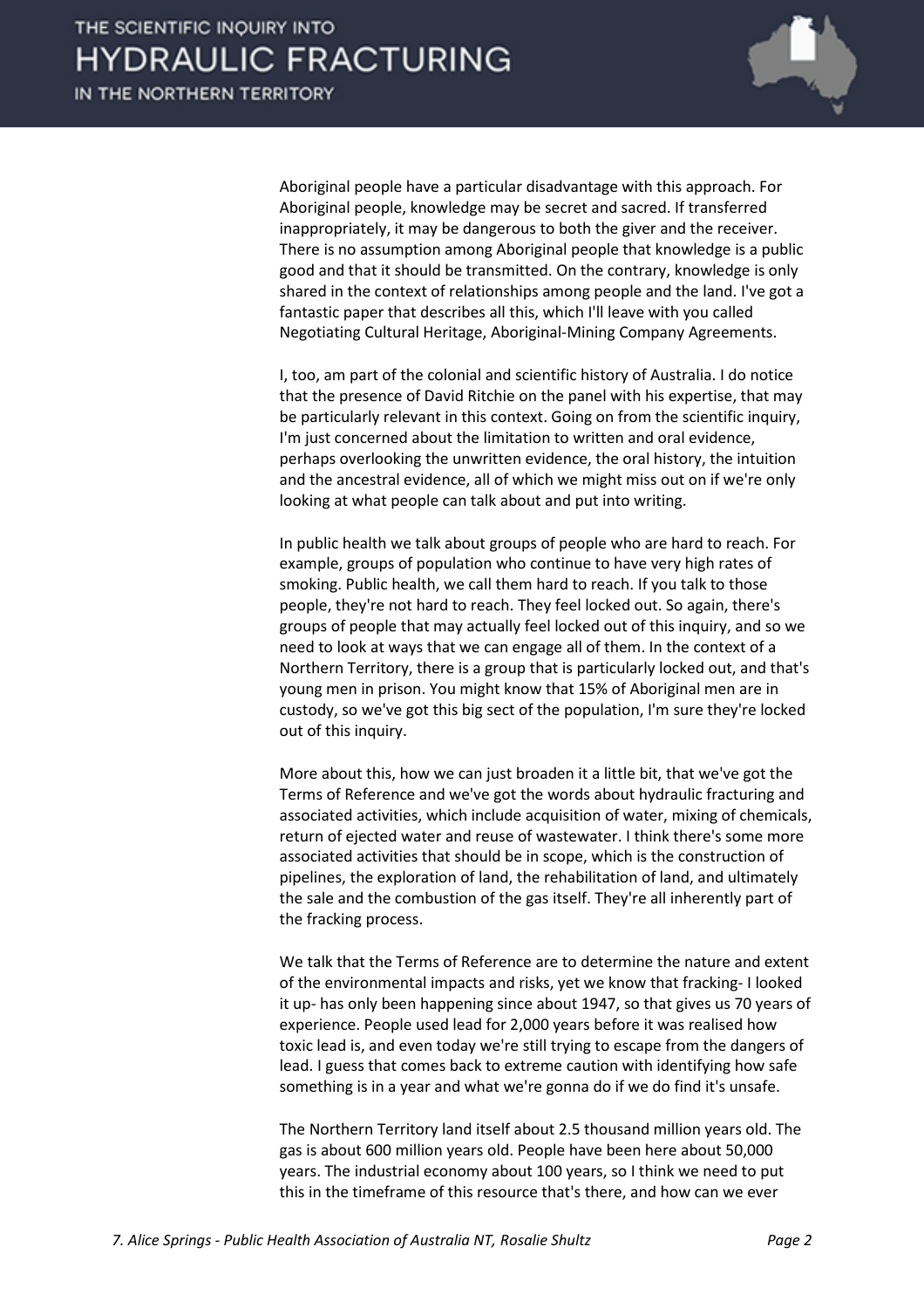Aboriginal people have a particular disadvantage with this approach. For Aboriginal people, knowledge may be secret and sacred. If transferred inappropriately, it may be dangerous to both the giver and the receiver. There is no assumption among Aboriginal people that knowledge is a public good and that it should be transmitted. On the contrary, knowledge is only shared in the context of relationships among people and the land. I've got a fantastic paper that describes all this, which I'll leave with you called Negotiating Cultural Heritage, Aboriginal-Mining Company Agreements.

I, too, am part of the colonial and scientific history of Australia. I do notice that the presence of David Ritchie on the panel with his expertise, that may be particularly relevant in this context. Going on from the scientific inquiry, I'm just concerned about the limitation to written and oral evidence, perhaps overlooking the unwritten evidence, the oral history, the intuition and the ancestral evidence, all of which we might miss out on if we're only looking at what people can talk about and put into writing.

In public health we talk about groups of people who are hard to reach. For example, groups of population who continue to have very high rates of smoking. Public health, we call them hard to reach. If you talk to those people, they're not hard to reach. They feel locked out. So again, there's groups of people that may actually feel locked out of this inquiry, and so we need to look at ways that we can engage all of them. In the context of a Northern Territory, there is a group that is particularly locked out, and that's young men in prison. You might know that 15% of Aboriginal men are in custody, so we've got this big sect of the population, I'm sure they're locked out of this inquiry.

More about this, how we can just broaden it a little bit, that we've got the Terms of Reference and we've got the words about hydraulic fracturing and associated activities, which include acquisition of water, mixing of chemicals, return of ejected water and reuse of wastewater. I think there's some more associated activities that should be in scope, which is the construction of pipelines, the exploration of land, the rehabilitation of land, and ultimately the sale and the combustion of the gas itself. They're all inherently part of the fracking process.

We talk that the Terms of Reference are to determine the nature and extent of the environmental impacts and risks, yet we know that fracking- I looked it up- has only been happening since about 1947, so that gives us 70 years of experience. People used lead for 2,000 years before it was realised how toxic lead is, and even today we're still trying to escape from the dangers of lead. I guess that comes back to extreme caution with identifying how safe something is in a year and what we're gonna do if we do find it's unsafe.

The Northern Territory land itself about 2.5 thousand million years old. The gas is about 600 million years old. People have been here about 50,000 years. The industrial economy about 100 years, so I think we need to put this in the timeframe of this resource that's there, and how can we ever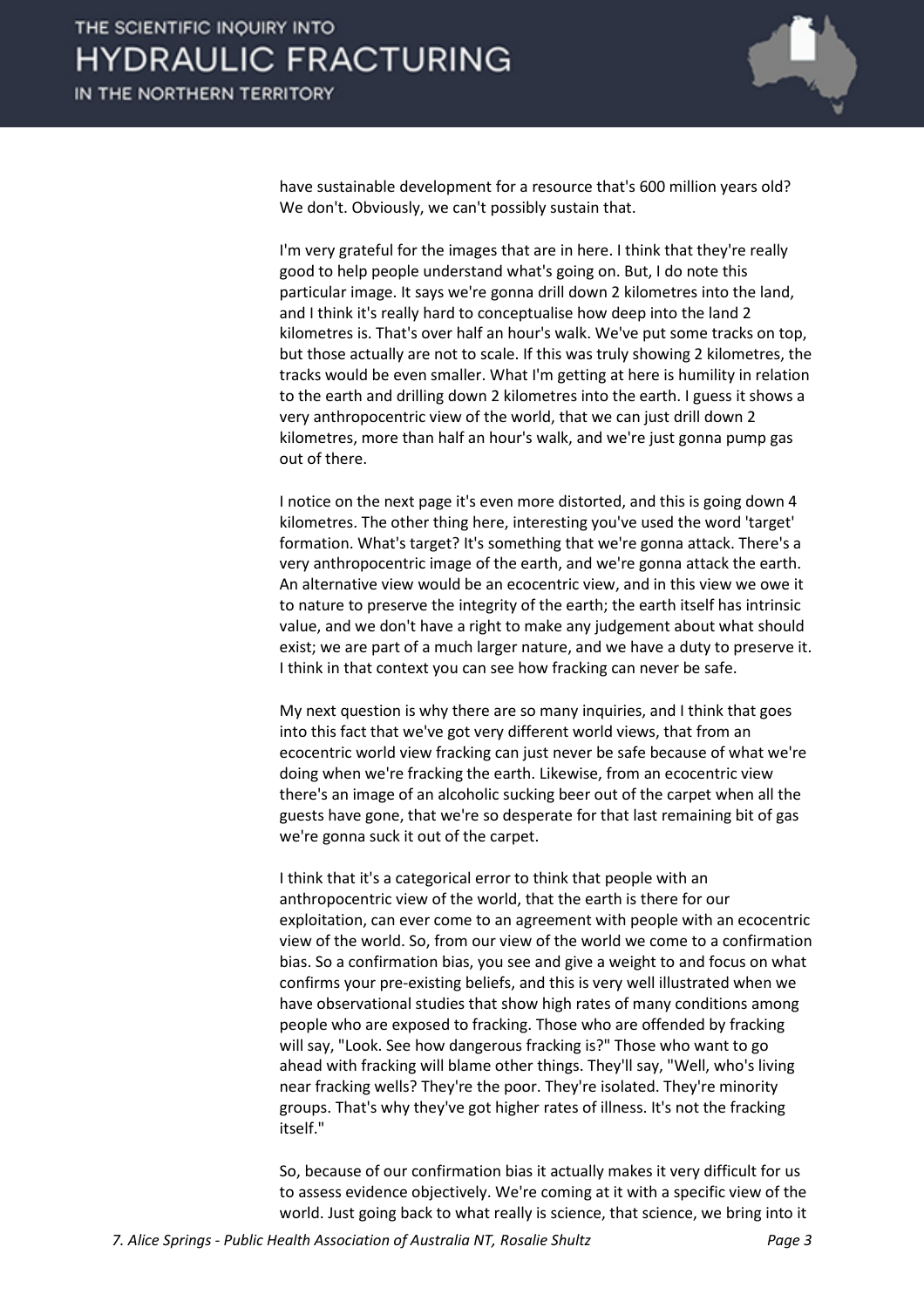have sustainable development for a resource that's 600 million years old? We don't. Obviously, we can't possibly sustain that.

I'm very grateful for the images that are in here. I think that they're really good to help people understand what's going on. But, I do note this particular image. It says we're gonna drill down 2 kilometres into the land, and I think it's really hard to conceptualise how deep into the land 2 kilometres is. That's over half an hour's walk. We've put some tracks on top, but those actually are not to scale. If this was truly showing 2 kilometres, the tracks would be even smaller. What I'm getting at here is humility in relation to the earth and drilling down 2 kilometres into the earth. I guess it shows a very anthropocentric view of the world, that we can just drill down 2 kilometres, more than half an hour's walk, and we're just gonna pump gas out of there.

I notice on the next page it's even more distorted, and this is going down 4 kilometres. The other thing here, interesting you've used the word 'target' formation. What's target? It's something that we're gonna attack. There's a very anthropocentric image of the earth, and we're gonna attack the earth. An alternative view would be an ecocentric view, and in this view we owe it to nature to preserve the integrity of the earth; the earth itself has intrinsic value, and we don't have a right to make any judgement about what should exist; we are part of a much larger nature, and we have a duty to preserve it. I think in that context you can see how fracking can never be safe.

My next question is why there are so many inquiries, and I think that goes into this fact that we've got very different world views, that from an ecocentric world view fracking can just never be safe because of what we're doing when we're fracking the earth. Likewise, from an ecocentric view there's an image of an alcoholic sucking beer out of the carpet when all the guests have gone, that we're so desperate for that last remaining bit of gas we're gonna suck it out of the carpet.

I think that it's a categorical error to think that people with an anthropocentric view of the world, that the earth is there for our exploitation, can ever come to an agreement with people with an ecocentric view of the world. So, from our view of the world we come to a confirmation bias. So a confirmation bias, you see and give a weight to and focus on what confirms your pre-existing beliefs, and this is very well illustrated when we have observational studies that show high rates of many conditions among people who are exposed to fracking. Those who are offended by fracking will say, "Look. See how dangerous fracking is?" Those who want to go ahead with fracking will blame other things. They'll say, "Well, who's living near fracking wells? They're the poor. They're isolated. They're minority groups. That's why they've got higher rates of illness. It's not the fracking itself."

So, because of our confirmation bias it actually makes it very difficult for us to assess evidence objectively. We're coming at it with a specific view of the world. Just going back to what really is science, that science, we bring into it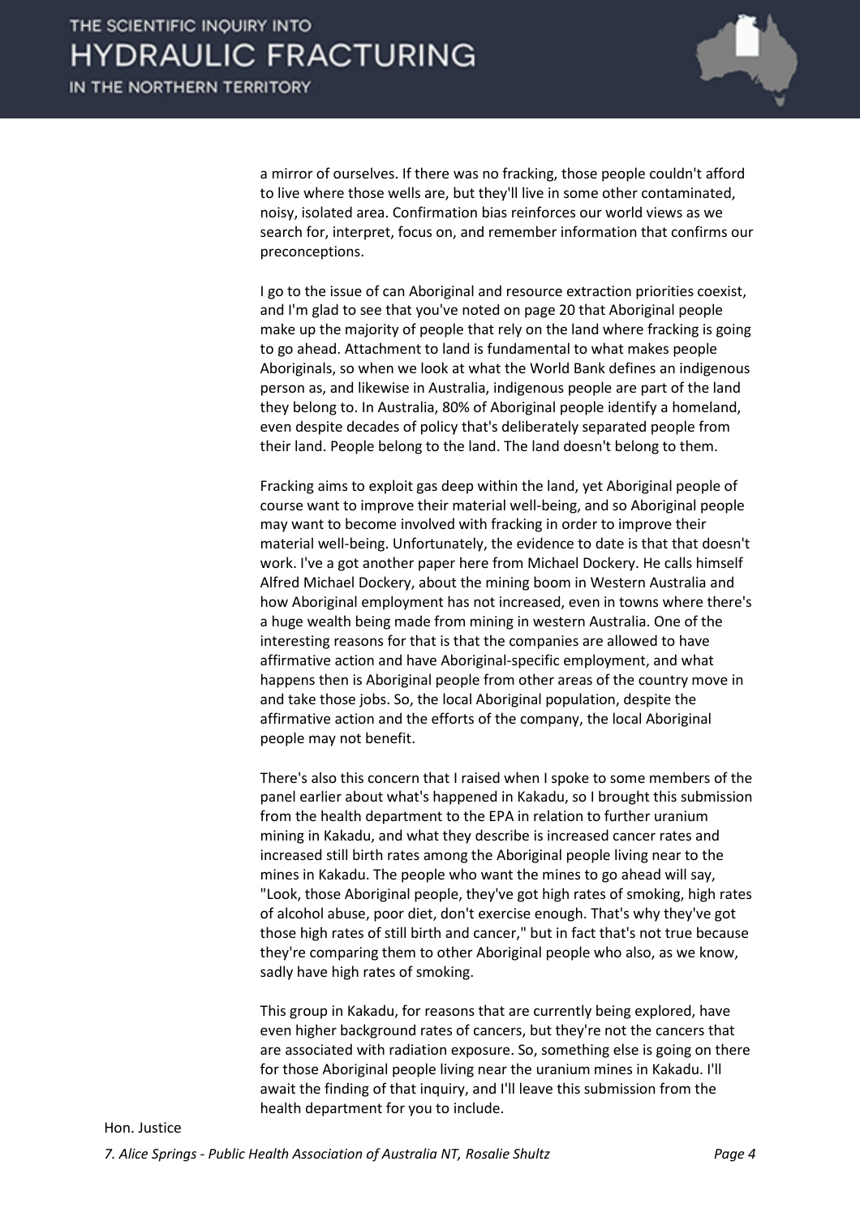a mirror of ourselves. If there was no fracking, those people couldn't afford to live where those wells are, but they'll live in some other contaminated, noisy, isolated area. Confirmation bias reinforces our world views as we search for, interpret, focus on, and remember information that confirms our preconceptions.

I go to the issue of can Aboriginal and resource extraction priorities coexist, and I'm glad to see that you've noted on page 20 that Aboriginal people make up the majority of people that rely on the land where fracking is going to go ahead. Attachment to land is fundamental to what makes people Aboriginals, so when we look at what the World Bank defines an indigenous person as, and likewise in Australia, indigenous people are part of the land they belong to. In Australia, 80% of Aboriginal people identify a homeland, even despite decades of policy that's deliberately separated people from their land. People belong to the land. The land doesn't belong to them.

Fracking aims to exploit gas deep within the land, yet Aboriginal people of course want to improve their material well-being, and so Aboriginal people may want to become involved with fracking in order to improve their material well-being. Unfortunately, the evidence to date is that that doesn't work. I've a got another paper here from Michael Dockery. He calls himself Alfred Michael Dockery, about the mining boom in Western Australia and how Aboriginal employment has not increased, even in towns where there's a huge wealth being made from mining in western Australia. One of the interesting reasons for that is that the companies are allowed to have affirmative action and have Aboriginal-specific employment, and what happens then is Aboriginal people from other areas of the country move in and take those jobs. So, the local Aboriginal population, despite the affirmative action and the efforts of the company, the local Aboriginal people may not benefit.

There's also this concern that I raised when I spoke to some members of the panel earlier about what's happened in Kakadu, so I brought this submission from the health department to the EPA in relation to further uranium mining in Kakadu, and what they describe is increased cancer rates and increased still birth rates among the Aboriginal people living near to the mines in Kakadu. The people who want the mines to go ahead will say, "Look, those Aboriginal people, they've got high rates of smoking, high rates of alcohol abuse, poor diet, don't exercise enough. That's why they've got those high rates of still birth and cancer," but in fact that's not true because they're comparing them to other Aboriginal people who also, as we know, sadly have high rates of smoking.

This group in Kakadu, for reasons that are currently being explored, have even higher background rates of cancers, but they're not the cancers that are associated with radiation exposure. So, something else is going on there for those Aboriginal people living near the uranium mines in Kakadu. I'll await the finding of that inquiry, and I'll leave this submission from the health department for you to include.

Hon. Justice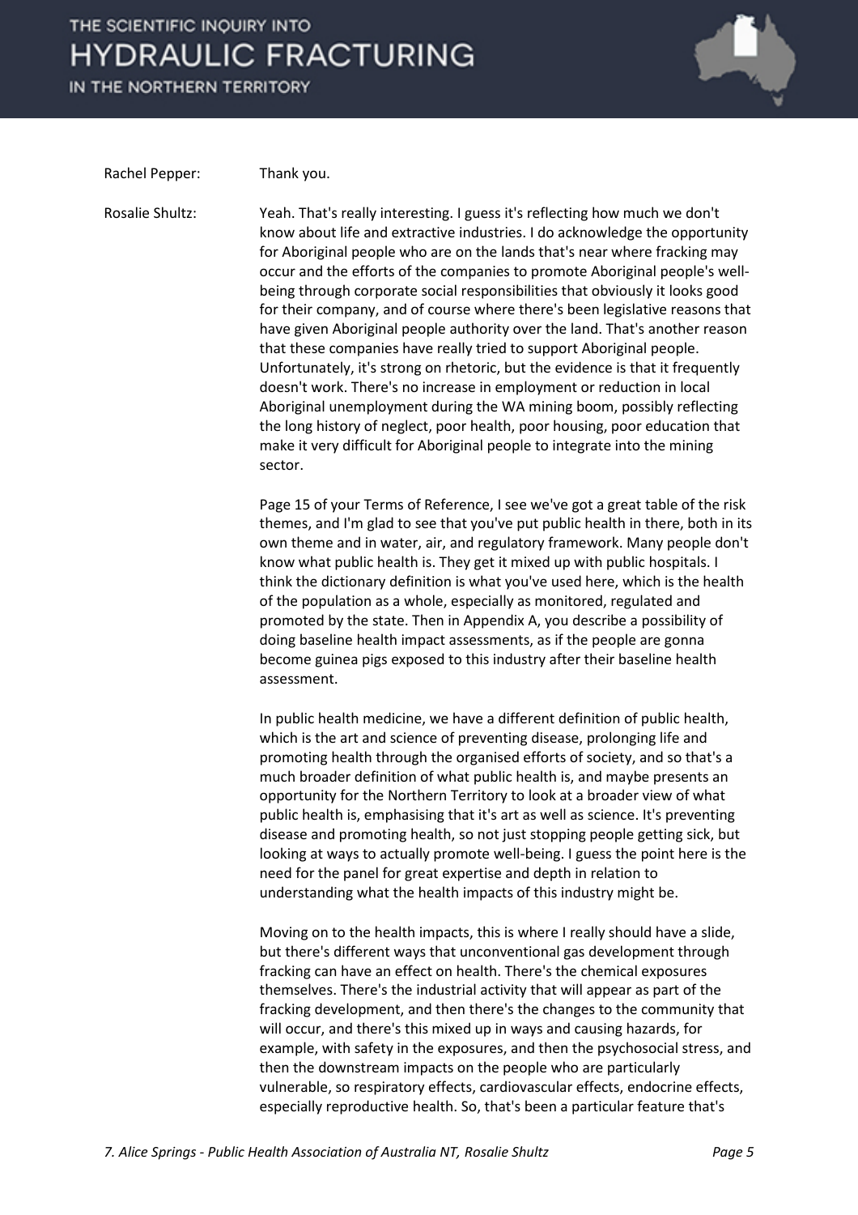Rachel Pepper: Thank you.

Rosalie Shultz: Yeah. That's really interesting. I guess it's reflecting how much we don't know about life and extractive industries. I do acknowledge the opportunity for Aboriginal people who are on the lands that's near where fracking may occur and the efforts of the companies to promote Aboriginal people's well-being through corporate social responsibilities that obviously it looks good for their company, and of course where there's been legislative reasons that have given Aboriginal people authority over the land. That's another reason that these companies have really tried to support Aboriginal people. Unfortunately, it's strong on rhetoric, but the evidence is that it frequently doesn't work. There's no increase in employment or reduction in local Aboriginal unemployment during the WA mining boom, possibly reflecting the long history of neglect, poor health, poor housing, poor education that make it very difficult for Aboriginal people to integrate into the mining sector.

Page 15 of your Terms of Reference, I see we've got a great table of the risk themes, and I'm glad to see that you've put public health in there, both in its own theme and in water, air, and regulatory framework. Many people don't know what public health is. They get it mixed up with public hospitals. I think the dictionary definition is what you've used here, which is the health of the population as a whole, especially as monitored, regulated and promoted by the state. Then in Appendix A, you describe a possibility of doing baseline health impact assessments, as if the people are gonna become guinea pigs exposed to this industry after their baseline health assessment.

In public health medicine, we have a different definition of public health, which is the art and science of preventing disease, prolonging life and promoting health through the organised efforts of society, and so that's a much broader definition of what public health is, and maybe presents an opportunity for the Northern Territory to look at a broader view of what public health is, emphasising that it's art as well as science. It's preventing disease and promoting health, so not just stopping people getting sick, but looking at ways to actually promote well-being. I guess the point here is the need for the panel for great expertise and depth in relation to understanding what the health impacts of this industry might be.

Moving on to the health impacts, this is where I really should have a slide, but there's different ways that unconventional gas development through fracking can have an effect on health. There's the chemical exposures themselves. There's the industrial activity that will appear as part of the fracking development, and then there's the changes to the community that will occur, and there's this mixed up in ways and causing hazards, for example, with safety in the exposures, and then the psychosocial stress, and then the downstream impacts on the people who are particularly vulnerable, so respiratory effects, cardiovascular effects, endocrine effects, especially reproductive health. So, that's been a particular feature that's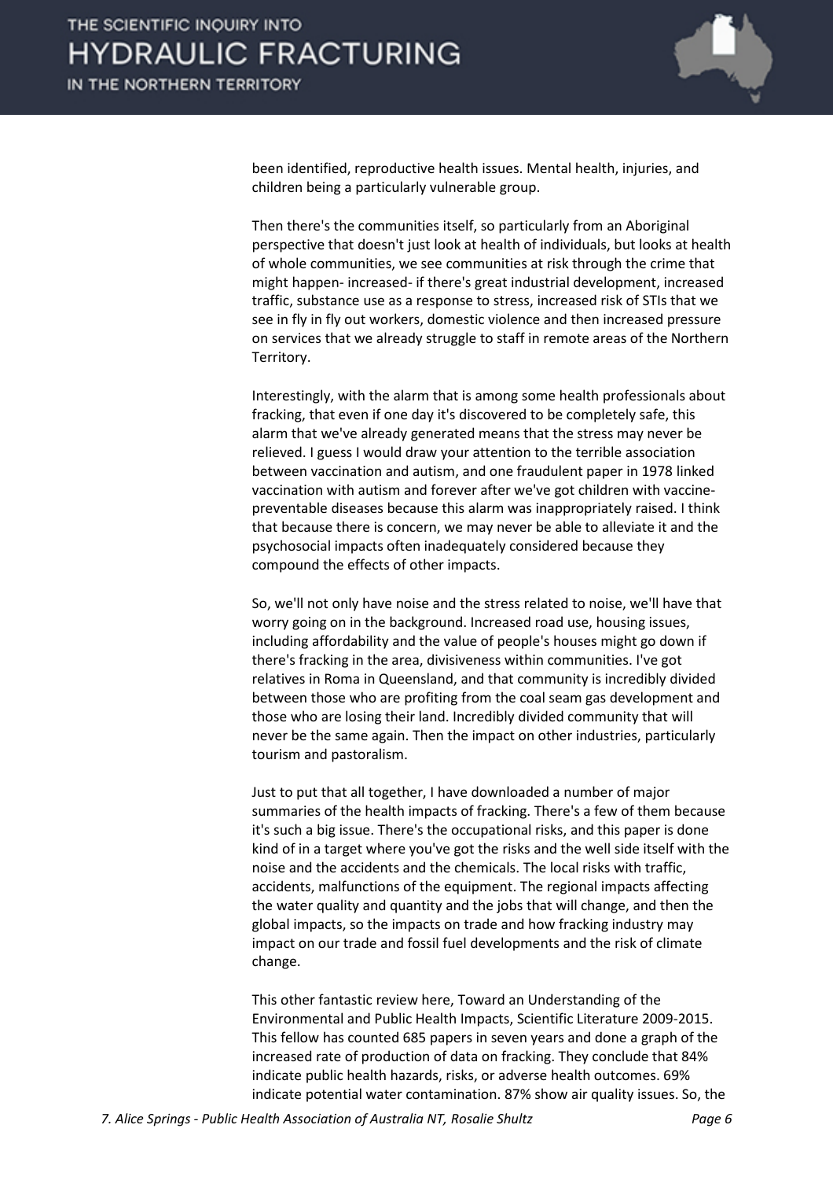been identified, reproductive health issues. Mental health, injuries, and children being a particularly vulnerable group.

Then there's the communities itself, so particularly from an Aboriginal perspective that doesn't just look at health of individuals, but looks at health of whole communities, we see communities at risk through the crime that might happen- increased- if there's great industrial development, increased traffic, substance use as a response to stress, increased risk of STIs that we see in fly in fly out workers, domestic violence and then increased pressure on services that we already struggle to staff in remote areas of the Northern Territory.

Interestingly, with the alarm that is among some health professionals about fracking, that even if one day it's discovered to be completely safe, this alarm that we've already generated means that the stress may never be relieved. I guess I would draw your attention to the terrible association between vaccination and autism, and one fraudulent paper in 1978 linked vaccination with autism and forever after we've got children with vaccine-preventable diseases because this alarm was inappropriately raised. I think that because there is concern, we may never be able to alleviate it and the psychosocial impacts often inadequately considered because they compound the effects of other impacts.

So, we'll not only have noise and the stress related to noise, we'll have that worry going on in the background. Increased road use, housing issues, including affordability and the value of people's houses might go down if there's fracking in the area, divisiveness within communities. I've got relatives in Roma in Queensland, and that community is incredibly divided between those who are profiting from the coal seam gas development and those who are losing their land. Incredibly divided community that will never be the same again. Then the impact on other industries, particularly tourism and pastoralism.

Just to put that all together, I have downloaded a number of major summaries of the health impacts of fracking. There's a few of them because it's such a big issue. There's the occupational risks, and this paper is done kind of in a target where you've got the risks and the well side itself with the noise and the accidents and the chemicals. The local risks with traffic, accidents, malfunctions of the equipment. The regional impacts affecting the water quality and quantity and the jobs that will change, and then the global impacts, so the impacts on trade and how fracking industry may impact on our trade and fossil fuel developments and the risk of climate change.

This other fantastic review here, Toward an Understanding of the Environmental and Public Health Impacts, Scientific Literature 2009-2015. This fellow has counted 685 papers in seven years and done a graph of the increased rate of production of data on fracking. They conclude that 84% indicate public health hazards, risks, or adverse health outcomes. 69% indicate potential water contamination. 87% show air quality issues. So, the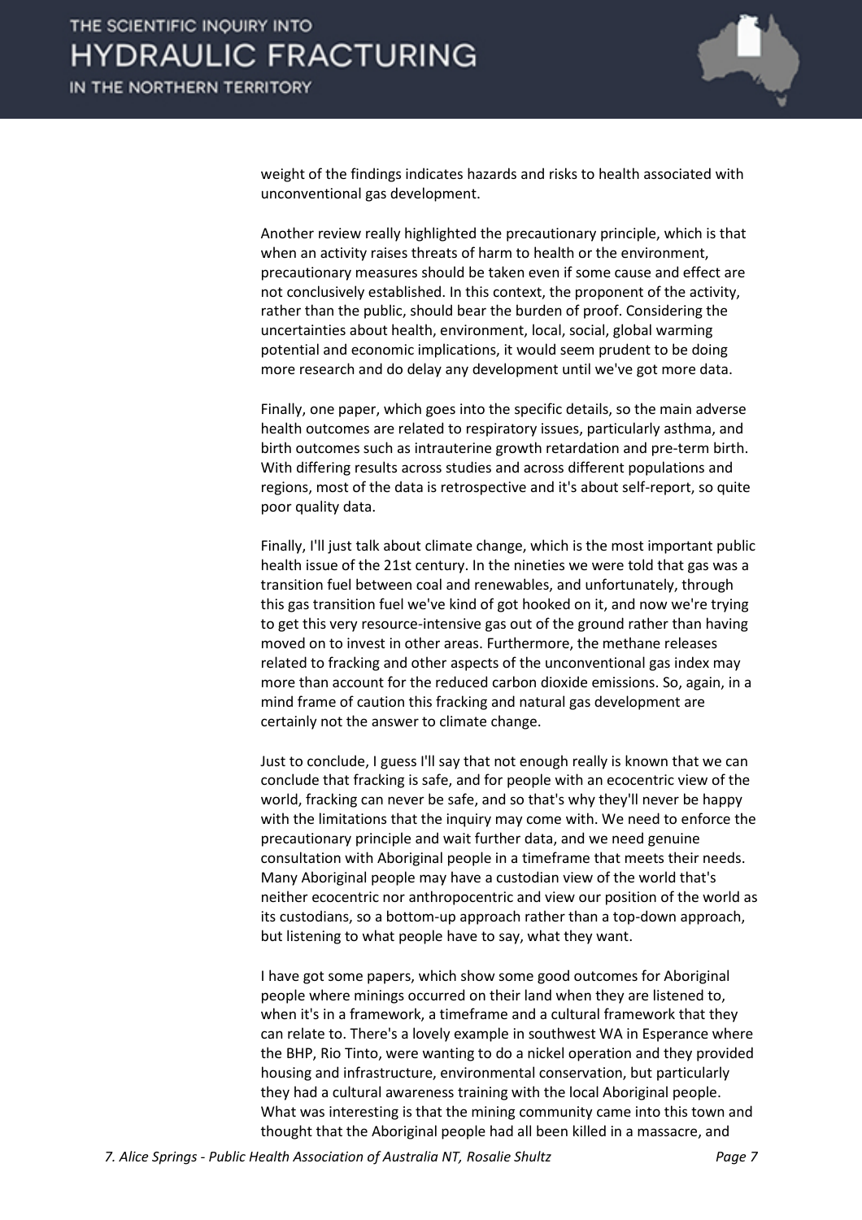weight of the findings indicates hazards and risks to health associated with unconventional gas development.

Another review really highlighted the precautionary principle, which is that when an activity raises threats of harm to health or the environment, precautionary measures should be taken even if some cause and effect are not conclusively established. In this context, the proponent of the activity, rather than the public, should bear the burden of proof. Considering the uncertainties about health, environment, local, social, global warming potential and economic implications, it would seem prudent to be doing more research and do delay any development until we've got more data.

Finally, one paper, which goes into the specific details, so the main adverse health outcomes are related to respiratory issues, particularly asthma, and birth outcomes such as intrauterine growth retardation and pre-term birth. With differing results across studies and across different populations and regions, most of the data is retrospective and it's about self-report, so quite poor quality data.

Finally, I'll just talk about climate change, which is the most important public health issue of the 21st century. In the nineties we were told that gas was a transition fuel between coal and renewables, and unfortunately, through this gas transition fuel we've kind of got hooked on it, and now we're trying to get this very resource-intensive gas out of the ground rather than having moved on to invest in other areas. Furthermore, the methane releases related to fracking and other aspects of the unconventional gas index may more than account for the reduced carbon dioxide emissions. So, again, in a mind frame of caution this fracking and natural gas development are certainly not the answer to climate change.

Just to conclude, I guess I'll say that not enough really is known that we can conclude that fracking is safe, and for people with an ecocentric view of the world, fracking can never be safe, and so that's why they'll never be happy with the limitations that the inquiry may come with. We need to enforce the precautionary principle and wait further data, and we need genuine consultation with Aboriginal people in a timeframe that meets their needs. Many Aboriginal people may have a custodian view of the world that's neither ecocentric nor anthropocentric and view our position of the world as its custodians, so a bottom-up approach rather than a top-down approach, but listening to what people have to say, what they want.

I have got some papers, which show some good outcomes for Aboriginal people where minings occurred on their land when they are listened to, when it's in a framework, a timeframe and a cultural framework that they can relate to. There's a lovely example in southwest WA in Esperance where the BHP, Rio Tinto, were wanting to do a nickel operation and they provided housing and infrastructure, environmental conservation, but particularly they had a cultural awareness training with the local Aboriginal people. What was interesting is that the mining community came into this town and thought that the Aboriginal people had all been killed in a massacre, and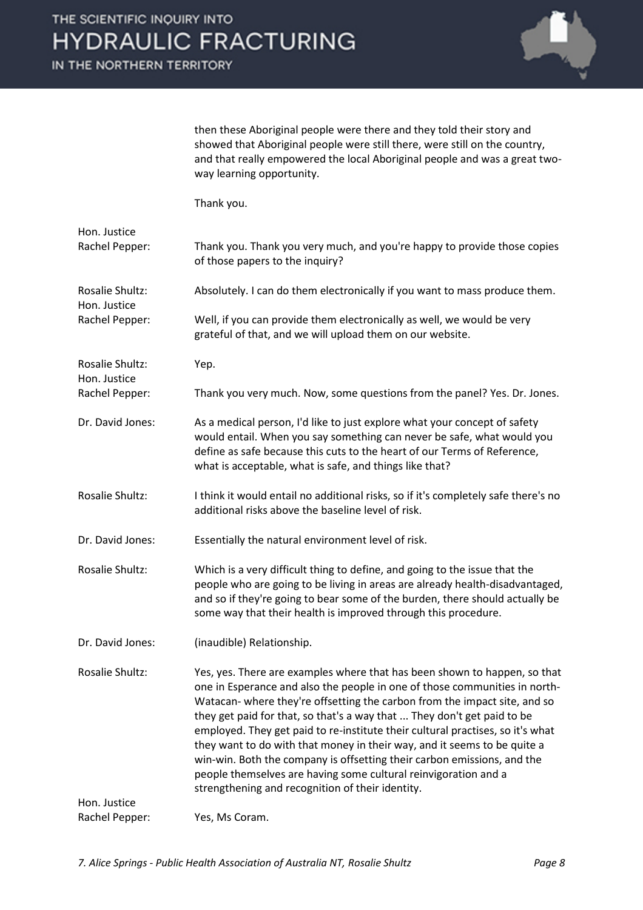then these Aboriginal people were there and they told their story and showed that Aboriginal people were still there, were still on the country, and that really empowered the local Aboriginal people and was a great two-way learning opportunity.

Thank you.

**Hon. Justice Rachel Pepper:** Thank you. Thank you very much, and you're happy to provide those copies of those papers to the inquiry?

**Rosalie Shultz:** Absolutely. I can do them electronically if you want to mass produce them.

**Hon. Justice Rachel Pepper:** Well, if you can provide them electronically as well, we would be very grateful of that, and we will upload them on our website.

**Rosalie Shultz:** Yep.

**Hon. Justice Rachel Pepper:** Thank you very much. Now, some questions from the panel? Yes. Dr. Jones.

**Dr. David Jones:** As a medical person, I'd like to just explore what your concept of safety would entail. When you say something can never be safe, what would you define as safe because this cuts to the heart of our Terms of Reference, what is acceptable, what is safe, and things like that?

**Rosalie Shultz:** I think it would entail no additional risks, so if it's completely safe there's no additional risks above the baseline level of risk.

**Dr. David Jones:** Essentially the natural environment level of risk.

**Rosalie Shultz:** Which is a very difficult thing to define, and going to the issue that the people who are going to be living in areas are already health-disadvantaged, and so if they're going to bear some of the burden, there should actually be some way that their health is improved through this procedure.

**Dr. David Jones:** (inaudible) Relationship.

**Rosalie Shultz:** Yes, yes. There are examples where that has been shown to happen, so that one in Esperance and also the people in one of those communities in north-Watacan- where they're offsetting the carbon from the impact site, and so they get paid for that, so that's a way that ... They don't get paid to be employed. They get paid to re-institute their cultural practises, so it's what they want to do with that money in their way, and it seems to be quite a win-win. Both the company is offsetting their carbon emissions, and the people themselves are having some cultural reinvigoration and a strengthening and recognition of their identity.

**Hon. Justice Rachel Pepper:** Yes, Ms Coram.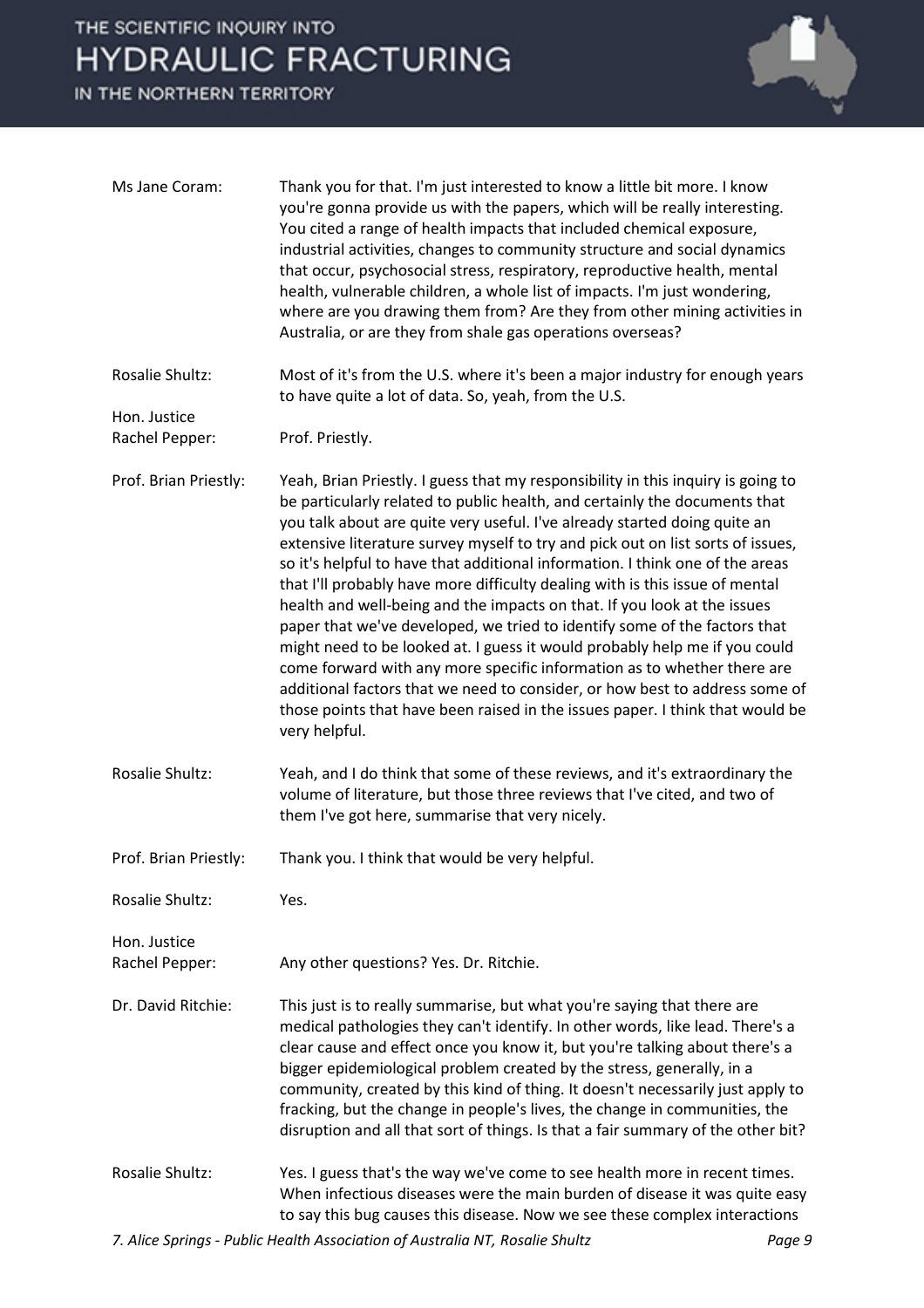Ms Jane Coram: Thank you for that. I'm just interested to know a little bit more. I know you're gonna provide us with the papers, which will be really interesting. You cited a range of health impacts that included chemical exposure, industrial activities, changes to community structure and social dynamics that occur, psychosocial stress, respiratory, reproductive health, mental health, vulnerable children, a whole list of impacts. I'm just wondering, where are you drawing them from? Are they from other mining activities in Australia, or are they from shale gas operations overseas?

Rosalie Shultz: Most of it's from the U.S. where it's been a major industry for enough years to have quite a lot of data. So, yeah, from the U.S.

Hon. Justice Rachel Pepper: Prof. Priestly.

Prof. Brian Priestly: Yeah, Brian Priestly. I guess that my responsibility in this inquiry is going to be particularly related to public health, and certainly the documents that you talk about are quite very useful. I've already started doing quite an extensive literature survey myself to try and pick out on list sorts of issues, so it's helpful to have that additional information. I think one of the areas that I'll probably have more difficulty dealing with is this issue of mental health and well-being and the impacts on that. If you look at the issues paper that we've developed, we tried to identify some of the factors that might need to be looked at. I guess it would probably help me if you could come forward with any more specific information as to whether there are additional factors that we need to consider, or how best to address some of those points that have been raised in the issues paper. I think that would be very helpful.

Rosalie Shultz: Yeah, and I do think that some of these reviews, and it's extraordinary the volume of literature, but those three reviews that I've cited, and two of them I've got here, summarise that very nicely.

Prof. Brian Priestly: Thank you. I think that would be very helpful.

Rosalie Shultz: Yes.

Hon. Justice Rachel Pepper: Any other questions? Yes. Dr. Ritchie.

Dr. David Ritchie: This just is to really summarise, but what you're saying that there are medical pathologies they can't identify. In other words, like lead. There's a clear cause and effect once you know it, but you're talking about there's a bigger epidemiological problem created by the stress, generally, in a community, created by this kind of thing. It doesn't necessarily just apply to fracking, but the change in people's lives, the change in communities, the disruption and all that sort of things. Is that a fair summary of the other bit?

Rosalie Shultz: Yes. I guess that's the way we've come to see health more in recent times. When infectious diseases were the main burden of disease it was quite easy to say this bug causes this disease. Now we see these complex interactions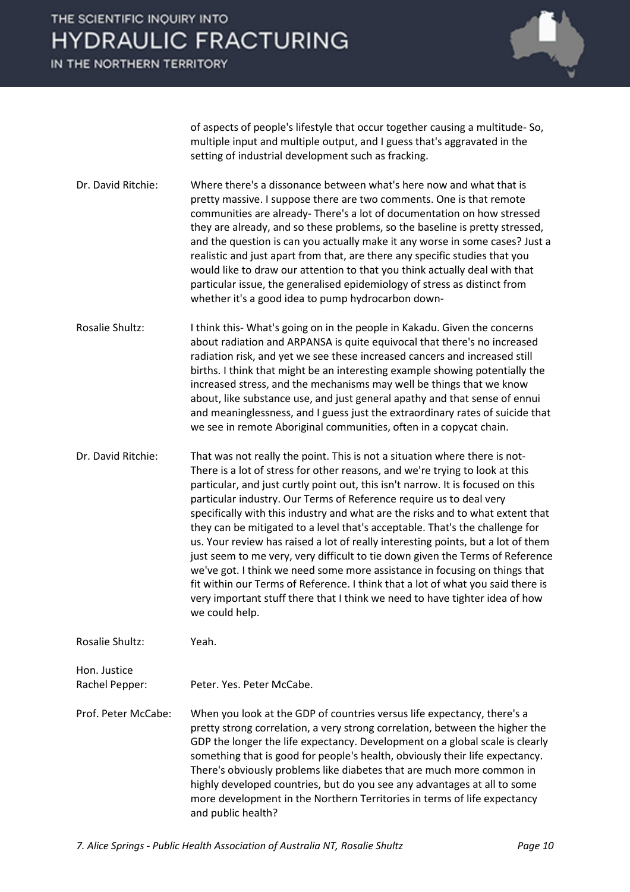of aspects of people's lifestyle that occur together causing a multitude- So, multiple input and multiple output, and I guess that's aggravated in the setting of industrial development such as fracking.

**Dr. David Ritchie:** Where there's a dissonance between what's here now and what that is pretty massive. I suppose there are two comments. One is that remote communities are already- There's a lot of documentation on how stressed they are already, and so these problems, so the baseline is pretty stressed, and the question is can you actually make it any worse in some cases? Just a realistic and just apart from that, are there any specific studies that you would like to draw our attention to that you think actually deal with that particular issue, the generalised epidemiology of stress as distinct from whether it's a good idea to pump hydrocarbon down-

**Rosalie Shultz:** I think this- What's going on in the people in Kakadu. Given the concerns about radiation and ARPANSA is quite equivocal that there's no increased radiation risk, and yet we see these increased cancers and increased still births. I think that might be an interesting example showing potentially the increased stress, and the mechanisms may well be things that we know about, like substance use, and just general apathy and that sense of ennui and meaninglessness, and I guess just the extraordinary rates of suicide that we see in remote Aboriginal communities, often in a copycat chain.

**Dr. David Ritchie:** That was not really the point. This is not a situation where there is not- There is a lot of stress for other reasons, and we're trying to look at this particular, and just curtly point out, this isn't narrow. It is focused on this particular industry. Our Terms of Reference require us to deal very specifically with this industry and what are the risks and to what extent that they can be mitigated to a level that's acceptable. That's the challenge for us. Your review has raised a lot of really interesting points, but a lot of them just seem to me very, very difficult to tie down given the Terms of Reference we've got. I think we need some more assistance in focusing on things that fit within our Terms of Reference. I think that a lot of what you said there is very important stuff there that I think we need to have tighter idea of how we could help.

**Rosalie Shultz:** Yeah.

**Hon. Justice Rachel Pepper:** Peter. Yes. Peter McCabe.

**Prof. Peter McCabe:** When you look at the GDP of countries versus life expectancy, there's a pretty strong correlation, a very strong correlation, between the higher the GDP the longer the life expectancy. Development on a global scale is clearly something that is good for people's health, obviously their life expectancy. There's obviously problems like diabetes that are much more common in highly developed countries, but do you see any advantages at all to some more development in the Northern Territories in terms of life expectancy and public health?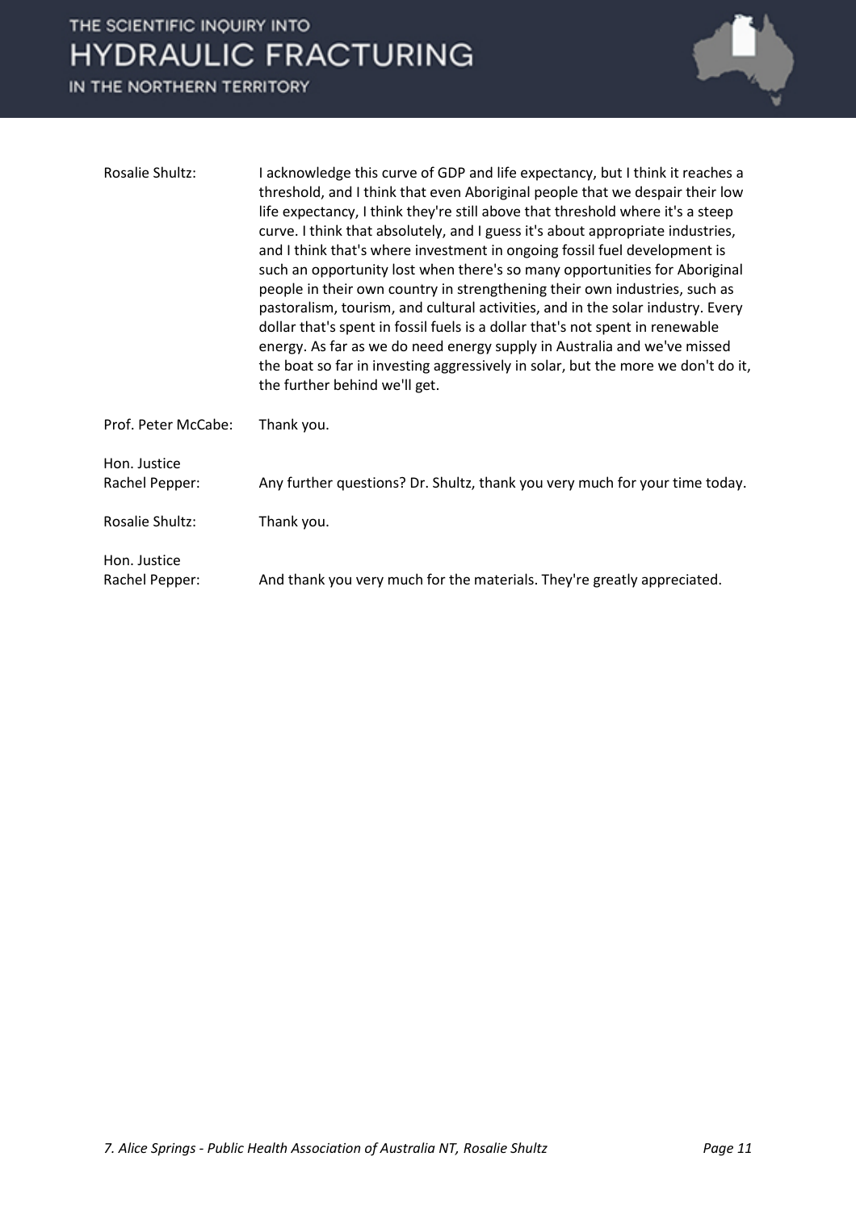Rosalie Shultz: I acknowledge this curve of GDP and life expectancy, but I think it reaches a threshold, and I think that even Aboriginal people that we despair their low life expectancy, I think they're still above that threshold where it's a steep curve. I think that absolutely, and I guess it's about appropriate industries, and I think that's where investment in ongoing fossil fuel development is such an opportunity lost when there's so many opportunities for Aboriginal people in their own country in strengthening their own industries, such as pastoralism, tourism, and cultural activities, and in the solar industry. Every dollar that's spent in fossil fuels is a dollar that's not spent in renewable energy. As far as we do need energy supply in Australia and we've missed the boat so far in investing aggressively in solar, but the more we don't do it, the further behind we'll get.

Prof. Peter McCabe: Thank you.

Hon. Justice Rachel Pepper: Any further questions? Dr. Shultz, thank you very much for your time today.

Rosalie Shultz: Thank you.

Hon. Justice Rachel Pepper: And thank you very much for the materials. They're greatly appreciated.